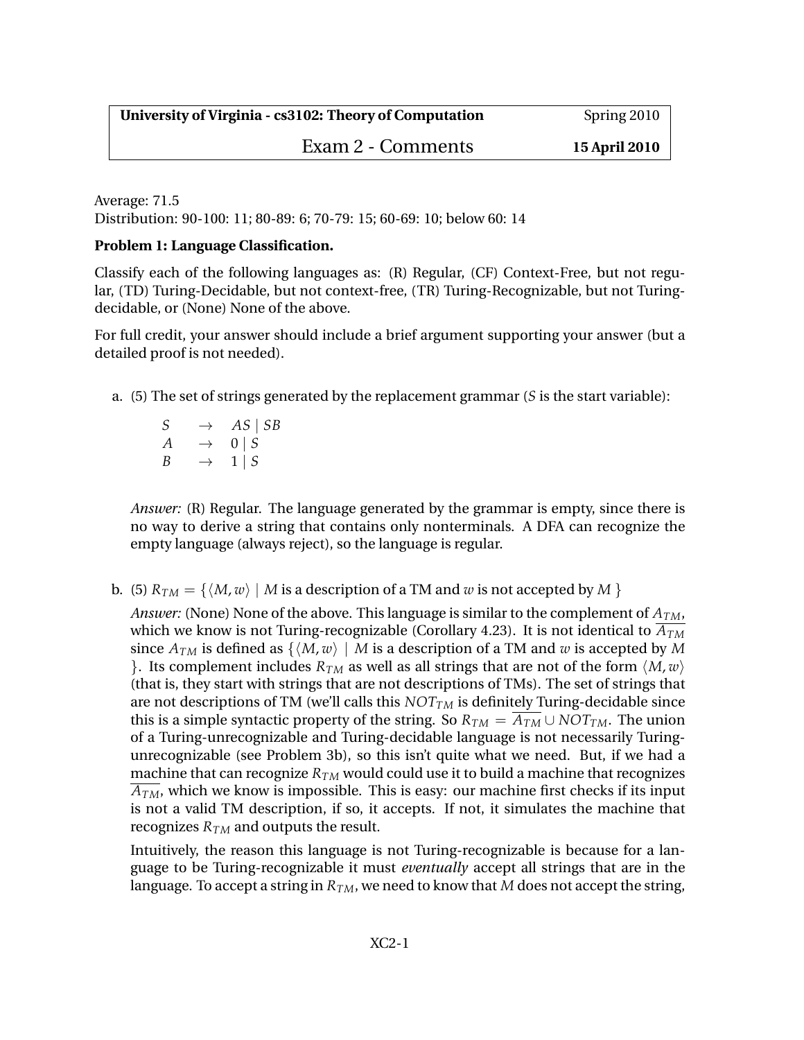| **University of Virginia - cs3102: Theory of Computation** | Spring 2010 |
| --- | --- |
| Exam 2 - Comments | **15 April 2010** |

Average: 71.5
Distribution: 90-100: 11; 80-89: 6; 70-79: 15; 60-69: 10; below 60: 14

**Problem 1: Language Classification.**

Classify each of the following languages as: (R) Regular, (CF) Context-Free, but not regular, (TD) Turing-Decidable, but not context-free, (TR) Turing-Recognizable, but not Turing-decidable, or (None) None of the above.

For full credit, your answer should include a brief argument supporting your answer (but a detailed proof is not needed).

a. (5) The set of strings generated by the replacement grammar ($S$ is the start variable):

$$
\begin{array}{lcl}
S & \rightarrow & AS \mid SB \\
A & \rightarrow & 0 \mid S \\
B & \rightarrow & 1 \mid S
\end{array}
$$

*Answer:* (R) Regular. The language generated by the grammar is empty, since there is no way to derive a string that contains only nonterminals. A DFA can recognize the empty language (always reject), so the language is regular.

b. (5) $R_{TM} = \{\langle M, w\rangle \mid M$ is a description of a TM and $w$ is not accepted by $M$ $\}$

*Answer:* (None) None of the above. This language is similar to the complement of $A_{TM}$, which we know is not Turing-recognizable (Corollary 4.23). It is not identical to $\overline{A_{TM}}$ since $A_{TM}$ is defined as $\{\langle M, w\rangle \mid M$ is a description of a TM and $w$ is accepted by $M$ $\}$. Its complement includes $R_{TM}$ as well as all strings that are not of the form $\langle M, w\rangle$ (that is, they start with strings that are not descriptions of TMs). The set of strings that are not descriptions of TM (we'll calls this $NOT_{TM}$ is definitely Turing-decidable since this is a simple syntactic property of the string. So $R_{TM} = \overline{A_{TM}} \cup NOT_{TM}$. The union of a Turing-unrecognizable and Turing-decidable language is not necessarily Turing-unrecognizable (see Problem 3b), so this isn't quite what we need. But, if we had a machine that can recognize $R_{TM}$ would could use it to build a machine that recognizes $\overline{A_{TM}}$, which we know is impossible. This is easy: our machine first checks if its input is not a valid TM description, if so, it accepts. If not, it simulates the machine that recognizes $R_{TM}$ and outputs the result.

Intuitively, the reason this language is not Turing-recognizable is because for a language to be Turing-recognizable it must *eventually* accept all strings that are in the language. To accept a string in $R_{TM}$, we need to know that $M$ does not accept the string,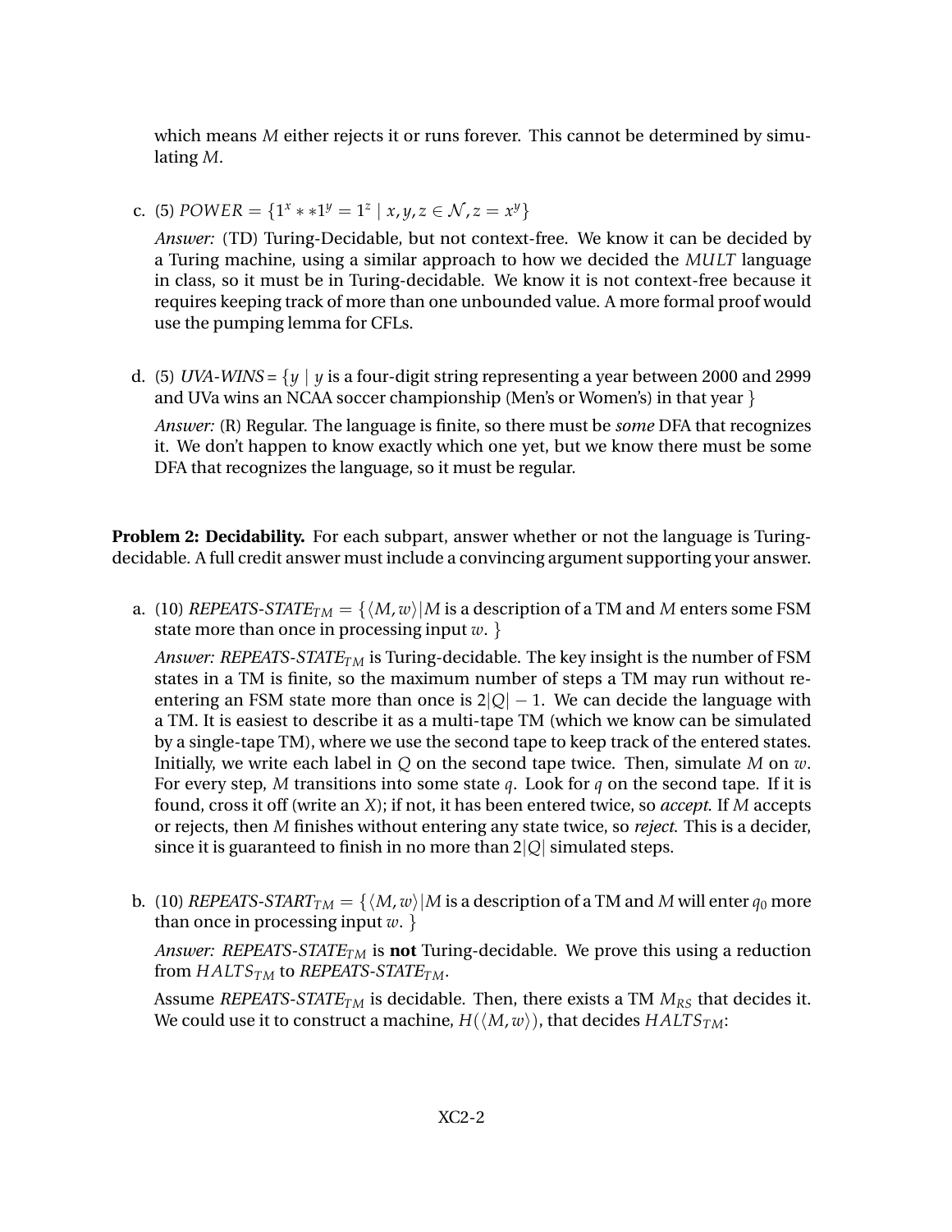which means $M$ either rejects it or runs forever. This cannot be determined by simulating $M$.

c. (5) $POWER = \{1^x ** 1^y = 1^z \mid x, y, z \in \mathcal{N}, z = x^y\}$

*Answer:* (TD) Turing-Decidable, but not context-free. We know it can be decided by a Turing machine, using a similar approach to how we decided the $MULT$ language in class, so it must be in Turing-decidable. We know it is not context-free because it requires keeping track of more than one unbounded value. A more formal proof would use the pumping lemma for CFLs.

d. (5) *UVA-WINS* = $\{y \mid y$ is a four-digit string representing a year between 2000 and 2999 and UVa wins an NCAA soccer championship (Men's or Women's) in that year $\}$

*Answer:* (R) Regular. The language is finite, so there must be *some* DFA that recognizes it. We don't happen to know exactly which one yet, but we know there must be some DFA that recognizes the language, so it must be regular.

**Problem 2: Decidability.** For each subpart, answer whether or not the language is Turing-decidable. A full credit answer must include a convincing argument supporting your answer.

a. (10) *REPEATS-STATE*$_{TM} = \{\langle M, w\rangle \mid M$ is a description of a TM and $M$ enters some FSM state more than once in processing input $w$. $\}$

*Answer: REPEATS-STATE*$_{TM}$ is Turing-decidable. The key insight is the number of FSM states in a TM is finite, so the maximum number of steps a TM may run without re-entering an FSM state more than once is $2|Q| - 1$. We can decide the language with a TM. It is easiest to describe it as a multi-tape TM (which we know can be simulated by a single-tape TM), where we use the second tape to keep track of the entered states. Initially, we write each label in $Q$ on the second tape twice. Then, simulate $M$ on $w$. For every step, $M$ transitions into some state $q$. Look for $q$ on the second tape. If it is found, cross it off (write an $X$); if not, it has been entered twice, so *accept*. If $M$ accepts or rejects, then $M$ finishes without entering any state twice, so *reject*. This is a decider, since it is guaranteed to finish in no more than $2|Q|$ simulated steps.

b. (10) *REPEATS-START*$_{TM} = \{\langle M, w\rangle \mid M$ is a description of a TM and $M$ will enter $q_0$ more than once in processing input $w$. $\}$

*Answer: REPEATS-STATE*$_{TM}$ is **not** Turing-decidable. We prove this using a reduction from $HALTS_{TM}$ to *REPEATS-STATE*$_{TM}$.

Assume *REPEATS-STATE*$_{TM}$ is decidable. Then, there exists a TM $M_{RS}$ that decides it. We could use it to construct a machine, $H(\langle M, w\rangle)$, that decides $HALTS_{TM}$: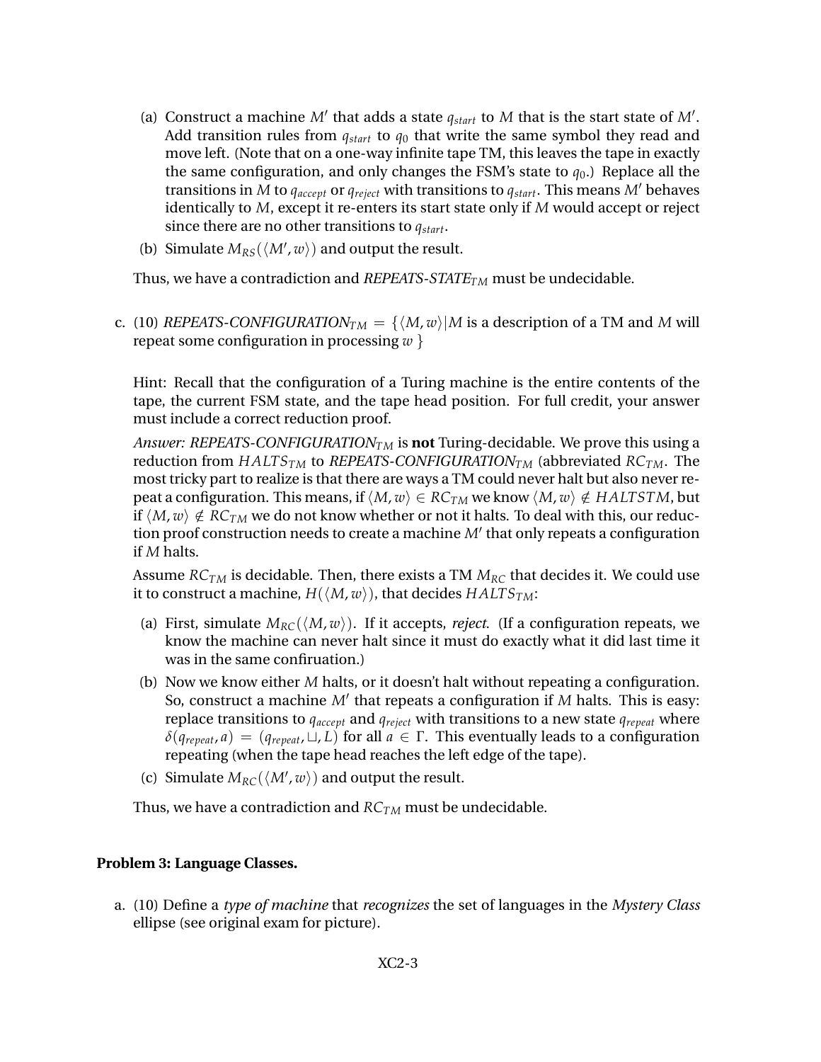(a) Construct a machine $M'$ that adds a state $q_{start}$ to $M$ that is the start state of $M'$. Add transition rules from $q_{start}$ to $q_0$ that write the same symbol they read and move left. (Note that on a one-way infinite tape TM, this leaves the tape in exactly the same configuration, and only changes the FSM's state to $q_0$.) Replace all the transitions in $M$ to $q_{accept}$ or $q_{reject}$ with transitions to $q_{start}$. This means $M'$ behaves identically to $M$, except it re-enters its start state only if $M$ would accept or reject since there are no other transitions to $q_{start}$.

(b) Simulate $M_{RS}(\langle M', w \rangle)$ and output the result.

Thus, we have a contradiction and *REPEATS-STATE*$_{TM}$ must be undecidable.

c. (10) *REPEATS-CONFIGURATION*$_{TM}$ $= \{\langle M, w \rangle | M$ is a description of a TM and $M$ will repeat some configuration in processing $w$ $\}$

Hint: Recall that the configuration of a Turing machine is the entire contents of the tape, the current FSM state, and the tape head position. For full credit, your answer must include a correct reduction proof.

*Answer: REPEATS-CONFIGURATION*$_{TM}$ is **not** Turing-decidable. We prove this using a reduction from $HALTS_{TM}$ to *REPEATS-CONFIGURATION*$_{TM}$ (abbreviated $RC_{TM}$. The most tricky part to realize is that there are ways a TM could never halt but also never repeat a configuration. This means, if $\langle M, w \rangle \in RC_{TM}$ we know $\langle M, w \rangle \notin HALTSTM$, but if $\langle M, w \rangle \notin RC_{TM}$ we do not know whether or not it halts. To deal with this, our reduction proof construction needs to create a machine $M'$ that only repeats a configuration if $M$ halts.

Assume $RC_{TM}$ is decidable. Then, there exists a TM $M_{RC}$ that decides it. We could use it to construct a machine, $H(\langle M, w \rangle)$, that decides $HALTS_{TM}$:

(a) First, simulate $M_{RC}(\langle M, w \rangle)$. If it accepts, *reject*. (If a configuration repeats, we know the machine can never halt since it must do exactly what it did last time it was in the same confiruation.)

(b) Now we know either $M$ halts, or it doesn't halt without repeating a configuration. So, construct a machine $M'$ that repeats a configuration if $M$ halts. This is easy: replace transitions to $q_{accept}$ and $q_{reject}$ with transitions to a new state $q_{repeat}$ where $\delta(q_{repeat}, a) = (q_{repeat}, \sqcup, L)$ for all $a \in \Gamma$. This eventually leads to a configuration repeating (when the tape head reaches the left edge of the tape).

(c) Simulate $M_{RC}(\langle M', w \rangle)$ and output the result.

Thus, we have a contradiction and $RC_{TM}$ must be undecidable.

**Problem 3: Language Classes.**

a. (10) Define a *type of machine* that *recognizes* the set of languages in the *Mystery Class* ellipse (see original exam for picture).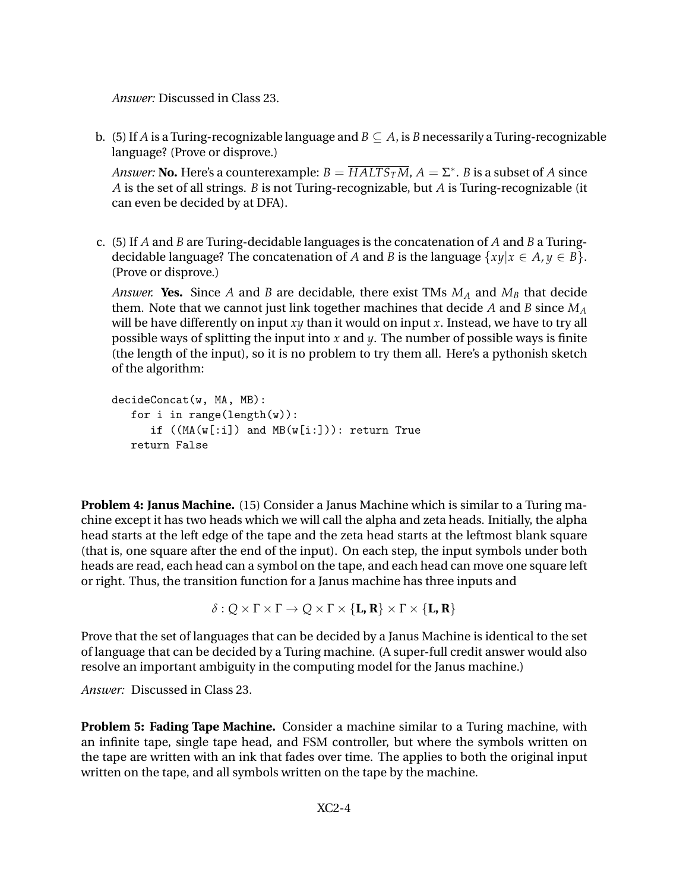*Answer:* Discussed in Class 23.

b. (5) If $A$ is a Turing-recognizable language and $B \subseteq A$, is $B$ necessarily a Turing-recognizable language? (Prove or disprove.)

*Answer:* **No.** Here's a counterexample: $B = \overline{HALTS_T M}$, $A = \Sigma^*$. $B$ is a subset of $A$ since $A$ is the set of all strings. $B$ is not Turing-recognizable, but $A$ is Turing-recognizable (it can even be decided by at DFA).

c. (5) If $A$ and $B$ are Turing-decidable languages is the concatenation of $A$ and $B$ a Turing-decidable language? The concatenation of $A$ and $B$ is the language $\{xy | x \in A, y \in B\}$. (Prove or disprove.)

*Answer.* **Yes.** Since $A$ and $B$ are decidable, there exist TMs $M_A$ and $M_B$ that decide them. Note that we cannot just link together machines that decide $A$ and $B$ since $M_A$ will be have differently on input $xy$ than it would on input $x$. Instead, we have to try all possible ways of splitting the input into $x$ and $y$. The number of possible ways is finite (the length of the input), so it is no problem to try them all. Here's a pythonish sketch of the algorithm:

```
decideConcat(w, MA, MB):
   for i in range(length(w)):
      if ((MA(w[:i]) and MB(w[i:])): return True
   return False
```

**Problem 4: Janus Machine.** (15) Consider a Janus Machine which is similar to a Turing machine except it has two heads which we will call the alpha and zeta heads. Initially, the alpha head starts at the left edge of the tape and the zeta head starts at the leftmost blank square (that is, one square after the end of the input). On each step, the input symbols under both heads are read, each head can a symbol on the tape, and each head can move one square left or right. Thus, the transition function for a Janus machine has three inputs and

$$\delta : Q \times \Gamma \times \Gamma \rightarrow Q \times \Gamma \times \{\mathbf{L}, \mathbf{R}\} \times \Gamma \times \{\mathbf{L}, \mathbf{R}\}$$

Prove that the set of languages that can be decided by a Janus Machine is identical to the set of language that can be decided by a Turing machine. (A super-full credit answer would also resolve an important ambiguity in the computing model for the Janus machine.)

*Answer:* Discussed in Class 23.

**Problem 5: Fading Tape Machine.** Consider a machine similar to a Turing machine, with an infinite tape, single tape head, and FSM controller, but where the symbols written on the tape are written with an ink that fades over time. The applies to both the original input written on the tape, and all symbols written on the tape by the machine.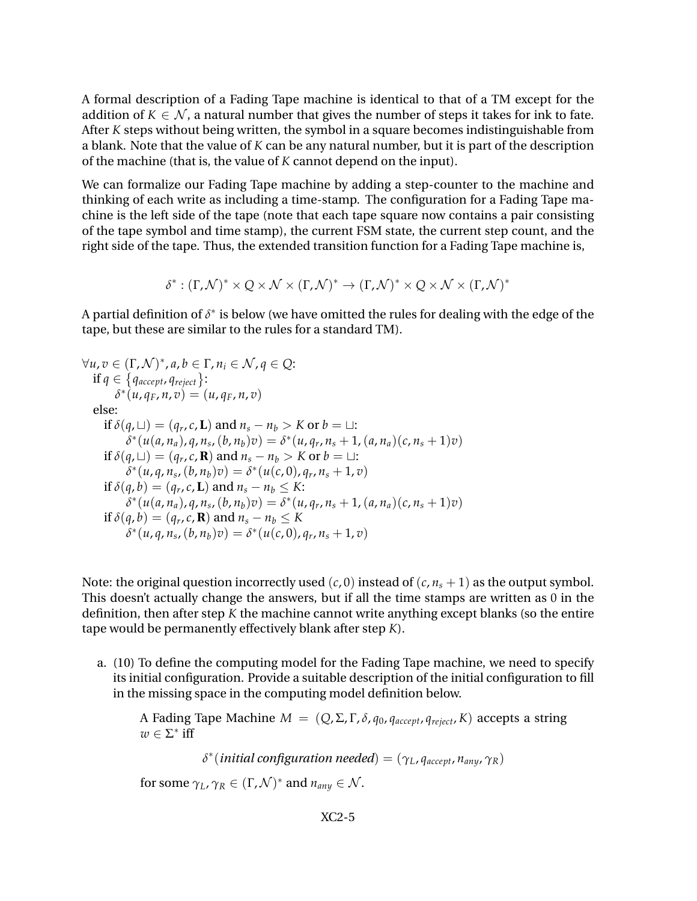A formal description of a Fading Tape machine is identical to that of a TM except for the addition of $K \in \mathcal{N}$, a natural number that gives the number of steps it takes for ink to fate. After $K$ steps without being written, the symbol in a square becomes indistinguishable from a blank. Note that the value of $K$ can be any natural number, but it is part of the description of the machine (that is, the value of $K$ cannot depend on the input).

We can formalize our Fading Tape machine by adding a step-counter to the machine and thinking of each write as including a time-stamp. The configuration for a Fading Tape machine is the left side of the tape (note that each tape square now contains a pair consisting of the tape symbol and time stamp), the current FSM state, the current step count, and the right side of the tape. Thus, the extended transition function for a Fading Tape machine is,

$$\delta^* : (\Gamma, \mathcal{N})^* \times Q \times \mathcal{N} \times (\Gamma, \mathcal{N})^* \rightarrow (\Gamma, \mathcal{N})^* \times Q \times \mathcal{N} \times (\Gamma, \mathcal{N})^*$$

A partial definition of $\delta^*$ is below (we have omitted the rules for dealing with the edge of the tape, but these are similar to the rules for a standard TM).

$\forall u, v \in (\Gamma, \mathcal{N})^*, a, b \in \Gamma, n_i \in \mathcal{N}, q \in Q$:
  if $q \in \{q_{accept}, q_{reject}\}$:
    $\delta^*(u, q_F, n, v) = (u, q_F, n, v)$
  else:
    if $\delta(q, \sqcup) = (q_r, c, \mathbf{L})$ and $n_s - n_b > K$ or $b = \sqcup$:
      $\delta^*(u(a, n_a), q, n_s, (b, n_b)v) = \delta^*(u, q_r, n_s + 1, (a, n_a)(c, n_s + 1)v)$
    if $\delta(q, \sqcup) = (q_r, c, \mathbf{R})$ and $n_s - n_b > K$ or $b = \sqcup$:
      $\delta^*(u, q, n_s, (b, n_b)v) = \delta^*(u(c, 0), q_r, n_s + 1, v)$
    if $\delta(q, b) = (q_r, c, \mathbf{L})$ and $n_s - n_b \leq K$:
      $\delta^*(u(a, n_a), q, n_s, (b, n_b)v) = \delta^*(u, q_r, n_s + 1, (a, n_a)(c, n_s + 1)v)$
    if $\delta(q, b) = (q_r, c, \mathbf{R})$ and $n_s - n_b \leq K$
      $\delta^*(u, q, n_s, (b, n_b)v) = \delta^*(u(c, 0), q_r, n_s + 1, v)$

Note: the original question incorrectly used $(c, 0)$ instead of $(c, n_s + 1)$ as the output symbol. This doesn't actually change the answers, but if all the time stamps are written as 0 in the definition, then after step $K$ the machine cannot write anything except blanks (so the entire tape would be permanently effectively blank after step $K$).

a. (10) To define the computing model for the Fading Tape machine, we need to specify its initial configuration. Provide a suitable description of the initial configuration to fill in the missing space in the computing model definition below.

   A Fading Tape Machine $M = (Q, \Sigma, \Gamma, \delta, q_0, q_{accept}, q_{reject}, K)$ accepts a string $w \in \Sigma^*$ iff

   $$\delta^*(\textit{\textbf{initial configuration needed}}) = (\gamma_L, q_{accept}, n_{any}, \gamma_R)$$

   for some $\gamma_L, \gamma_R \in (\Gamma, \mathcal{N})^*$ and $n_{any} \in \mathcal{N}$.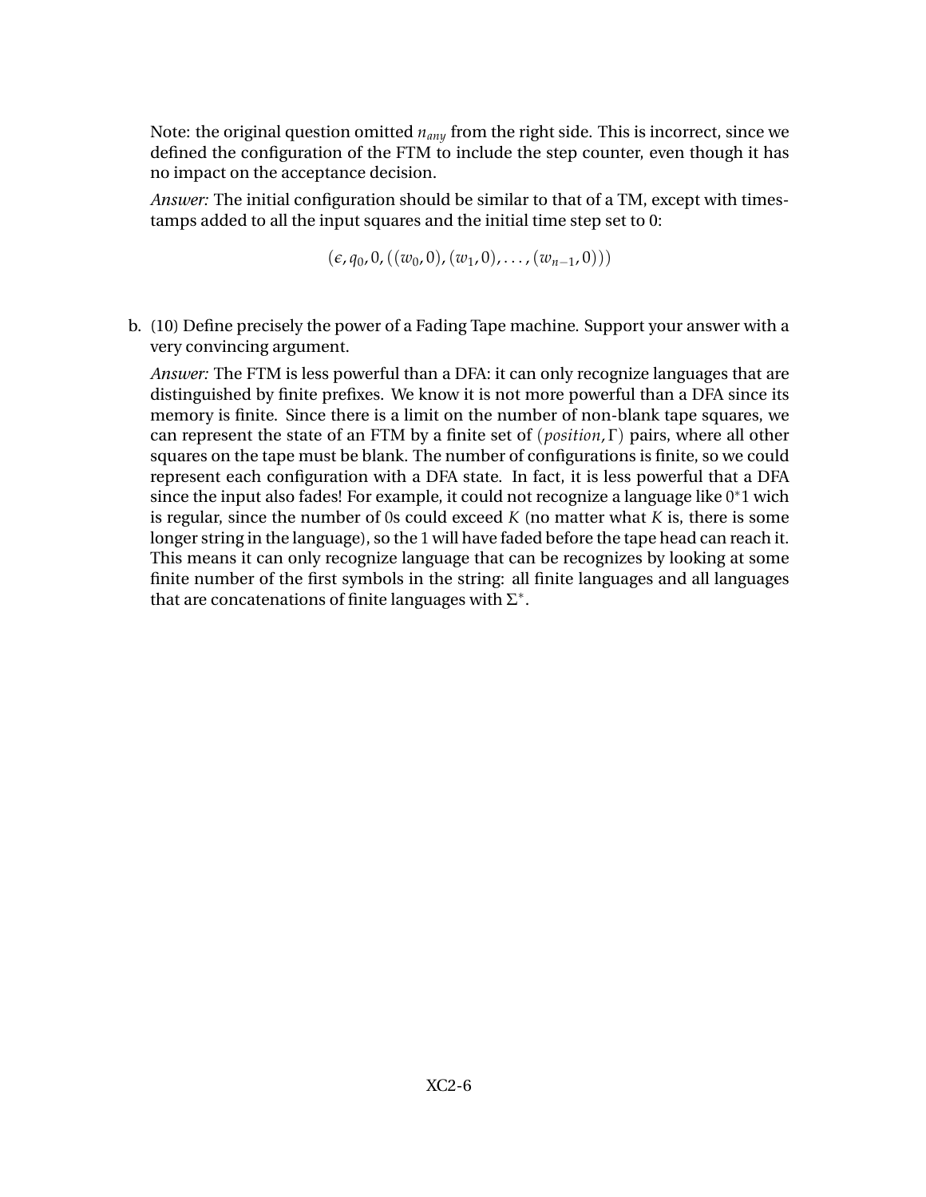Note: the original question omitted $n_{any}$ from the right side. This is incorrect, since we defined the configuration of the FTM to include the step counter, even though it has no impact on the acceptance decision.

*Answer:* The initial configuration should be similar to that of a TM, except with timestamps added to all the input squares and the initial time step set to 0:

$$(\epsilon, q_0, 0, ((w_0, 0), (w_1, 0), \ldots, (w_{n-1}, 0)))$$

b. (10) Define precisely the power of a Fading Tape machine. Support your answer with a very convincing argument.

*Answer:* The FTM is less powerful than a DFA: it can only recognize languages that are distinguished by finite prefixes. We know it is not more powerful than a DFA since its memory is finite. Since there is a limit on the number of non-blank tape squares, we can represent the state of an FTM by a finite set of $(position, \Gamma)$ pairs, where all other squares on the tape must be blank. The number of configurations is finite, so we could represent each configuration with a DFA state. In fact, it is less powerful that a DFA since the input also fades! For example, it could not recognize a language like $0^*1$ wich is regular, since the number of 0s could exceed $K$ (no matter what $K$ is, there is some longer string in the language), so the 1 will have faded before the tape head can reach it. This means it can only recognize language that can be recognizes by looking at some finite number of the first symbols in the string: all finite languages and all languages that are concatenations of finite languages with $\Sigma^*$.